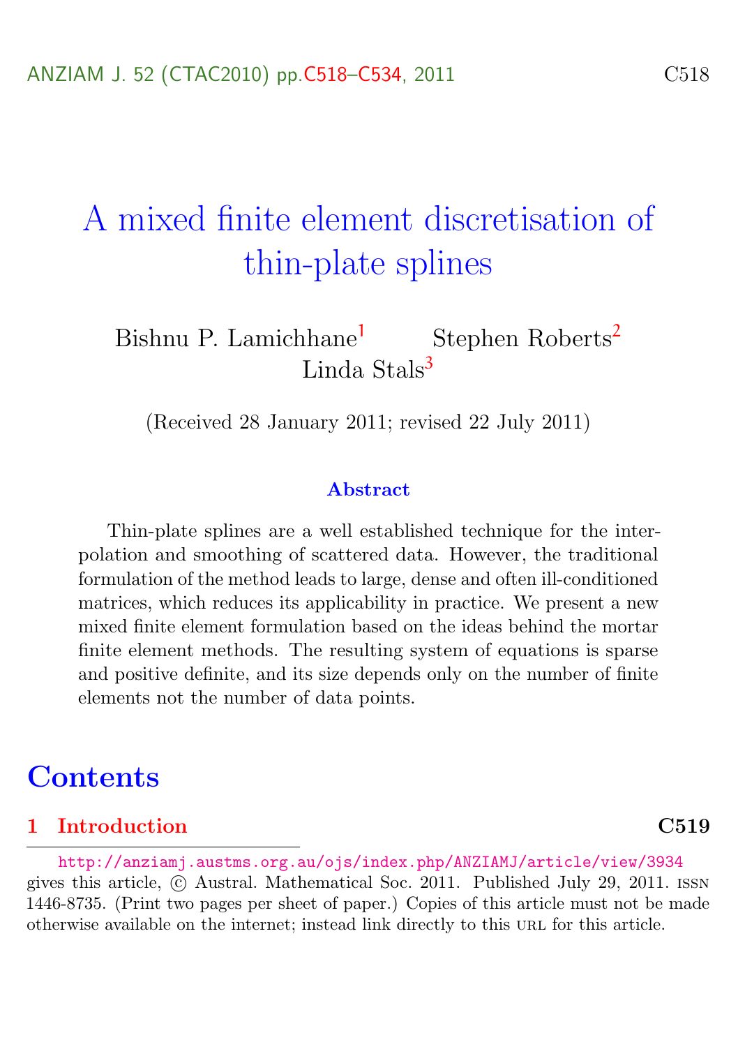# A mixed finite element discretisation of thin-plate splines

Bishnu P. Lamichhane[1] Stephen Roberts[2] Linda Stals[3]

(Received 28 January 2011; revised 22 July 2011)

### Abstract

Thin-plate splines are a well established technique for the interpolation and smoothing of scattered data. However, the traditional formulation of the method leads to large, dense and often ill-conditioned matrices, which reduces its applicability in practice. We present a new mixed finite element formulation based on the ideas behind the mortar finite element methods. The resulting system of equations is sparse and positive definite, and its size depends only on the number of finite elements not the number of data points.

## Contents

**1 Introduction** **C519**

---

http://anziamj.austms.org.au/ojs/index.php/ANZIAMJ/article/view/3934 gives this article, © Austral. Mathematical Soc. 2011. Published July 29, 2011. ISSN 1446-8735. (Print two pages per sheet of paper.) Copies of this article must not be made otherwise available on the internet; instead link directly to this URL for this article.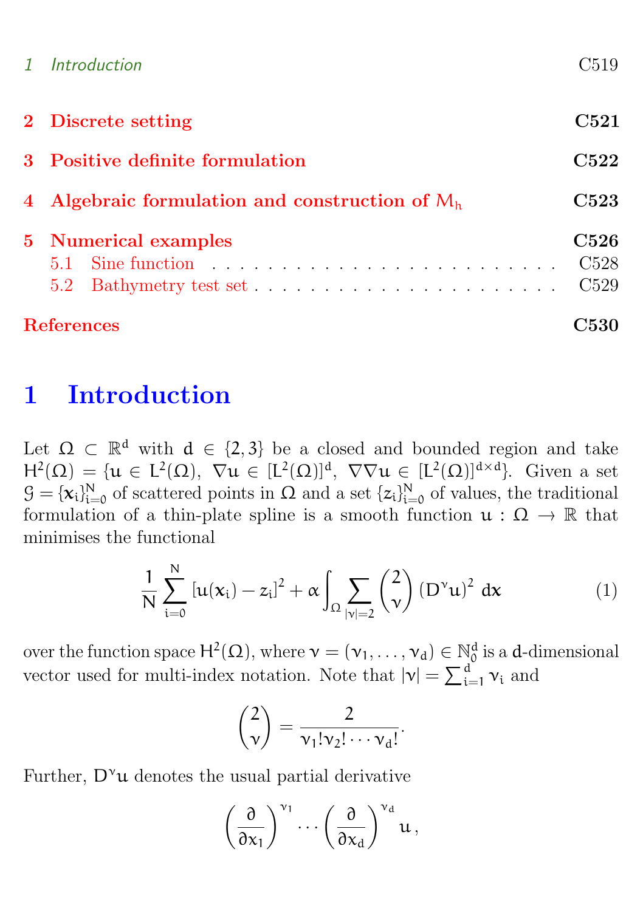1 Introduction C519

**2 Discrete setting C521**

**3 Positive definite formulation C522**

**4 Algebraic formulation and construction of $M_h$ C523**

**5 Numerical examples C526**

5.1 Sine function . . . . . . . . . . . . . . . . . . . . . . . . . . C528

5.2 Bathymetry test set . . . . . . . . . . . . . . . . . . . . . . . C529

**References C530**

# 1 Introduction

Let $\Omega \subset \mathbb{R}^d$ with $d \in \{2, 3\}$ be a closed and bounded region and take $H^2(\Omega) = \{u \in L^2(\Omega),\ \nabla u \in [L^2(\Omega)]^d,\ \nabla\nabla u \in [L^2(\Omega)]^{d\times d}\}$. Given a set $\mathcal{G} = \{x_i\}_{i=0}^N$ of scattered points in $\Omega$ and a set $\{z_i\}_{i=0}^N$ of values, the traditional formulation of a thin-plate spline is a smooth function $u : \Omega \to \mathbb{R}$ that minimises the functional

$$\frac{1}{N}\sum_{i=0}^{N}\left[u(x_i) - z_i\right]^2 + \alpha\int_{\Omega}\sum_{|\nu|=2}\binom{2}{\nu}\left(D^{\nu}u\right)^2\,dx \tag{1}$$

over the function space $H^2(\Omega)$, where $\nu = (\nu_1, \ldots, \nu_d) \in \mathbb{N}_0^d$ is a $d$-dimensional vector used for multi-index notation. Note that $|\nu| = \sum_{i=1}^{d}\nu_i$ and

$$\binom{2}{\nu} = \frac{2}{\nu_1!\nu_2!\cdots\nu_d!}.$$

Further, $D^{\nu}u$ denotes the usual partial derivative

$$\left(\frac{\partial}{\partial x_1}\right)^{\nu_1}\cdots\left(\frac{\partial}{\partial x_d}\right)^{\nu_d}u\,,$$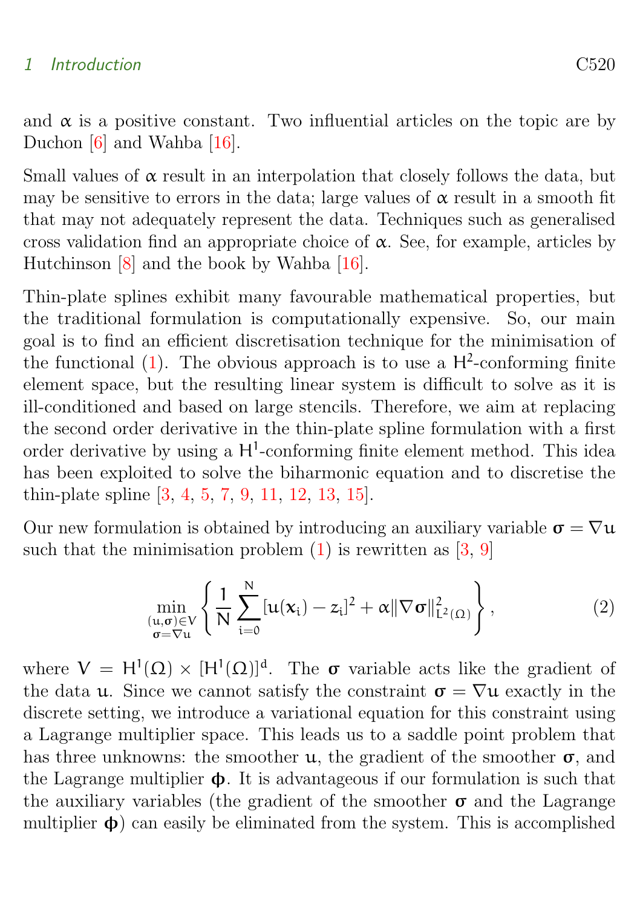and $\alpha$ is a positive constant. Two influential articles on the topic are by Duchon [6] and Wahba [16].

Small values of $\alpha$ result in an interpolation that closely follows the data, but may be sensitive to errors in the data; large values of $\alpha$ result in a smooth fit that may not adequately represent the data. Techniques such as generalised cross validation find an appropriate choice of $\alpha$. See, for example, articles by Hutchinson [8] and the book by Wahba [16].

Thin-plate splines exhibit many favourable mathematical properties, but the traditional formulation is computationally expensive. So, our main goal is to find an efficient discretisation technique for the minimisation of the functional (1). The obvious approach is to use a $H^2$-conforming finite element space, but the resulting linear system is difficult to solve as it is ill-conditioned and based on large stencils. Therefore, we aim at replacing the second order derivative in the thin-plate spline formulation with a first order derivative by using a $H^1$-conforming finite element method. This idea has been exploited to solve the biharmonic equation and to discretise the thin-plate spline [3, 4, 5, 7, 9, 11, 12, 13, 15].

Our new formulation is obtained by introducing an auxiliary variable $\boldsymbol{\sigma} = \nabla u$ such that the minimisation problem (1) is rewritten as [3, 9]

$$\min_{\substack{(u,\boldsymbol{\sigma})\in V \\ \boldsymbol{\sigma}=\nabla u}} \left\{ \frac{1}{N} \sum_{i=0}^{N} [u(\mathbf{x}_i) - z_i]^2 + \alpha \|\nabla \boldsymbol{\sigma}\|^2_{L^2(\Omega)} \right\}, \tag{2}$$

where $V = H^1(\Omega) \times [H^1(\Omega)]^d$. The $\boldsymbol{\sigma}$ variable acts like the gradient of the data $u$. Since we cannot satisfy the constraint $\boldsymbol{\sigma} = \nabla u$ exactly in the discrete setting, we introduce a variational equation for this constraint using a Lagrange multiplier space. This leads us to a saddle point problem that has three unknowns: the smoother $u$, the gradient of the smoother $\boldsymbol{\sigma}$, and the Lagrange multiplier $\boldsymbol{\phi}$. It is advantageous if our formulation is such that the auxiliary variables (the gradient of the smoother $\boldsymbol{\sigma}$ and the Lagrange multiplier $\boldsymbol{\phi}$) can easily be eliminated from the system. This is accomplished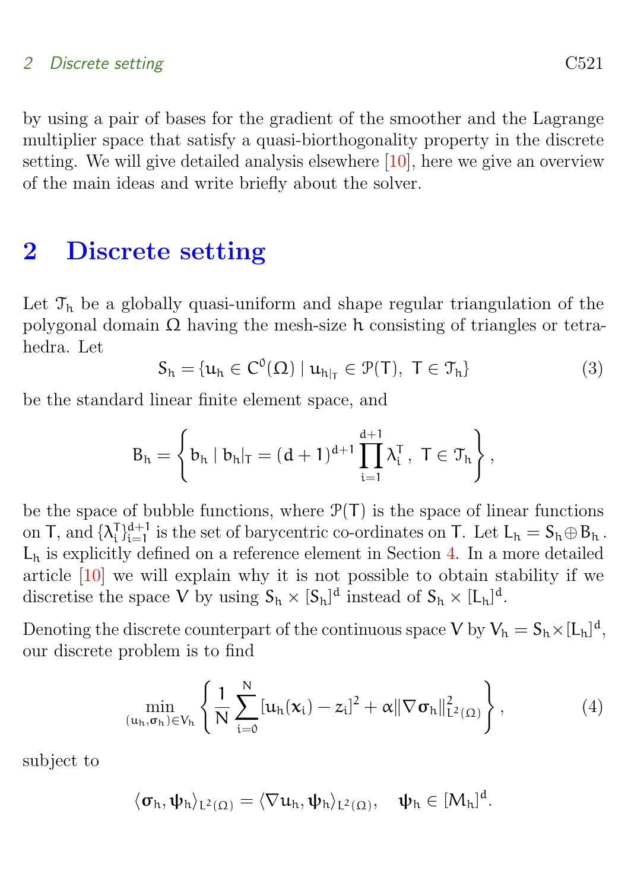by using a pair of bases for the gradient of the smoother and the Lagrange multiplier space that satisfy a quasi-biorthogonality property in the discrete setting. We will give detailed analysis elsewhere [10], here we give an overview of the main ideas and write briefly about the solver.

## 2 Discrete setting

Let $\mathcal{T}_h$ be a globally quasi-uniform and shape regular triangulation of the polygonal domain $\Omega$ having the mesh-size $h$ consisting of triangles or tetrahedra. Let

$$S_h = \{u_h \in C^0(\Omega) \mid u_{h|_T} \in \mathcal{P}(T),\ T \in \mathcal{T}_h\} \tag{3}$$

be the standard linear finite element space, and

$$B_h = \left\{ b_h \mid b_h|_T = (d+1)^{d+1} \prod_{i=1}^{d+1} \lambda_i^T,\ T \in \mathcal{T}_h \right\},$$

be the space of bubble functions, where $\mathcal{P}(T)$ is the space of linear functions on $T$, and $\{\lambda_i^T\}_{i=1}^{d+1}$ is the set of barycentric co-ordinates on $T$. Let $L_h = S_h \oplus B_h$. $L_h$ is explicitly defined on a reference element in Section 4. In a more detailed article [10] we will explain why it is not possible to obtain stability if we discretise the space $V$ by using $S_h \times [S_h]^d$ instead of $S_h \times [L_h]^d$.

Denoting the discrete counterpart of the continuous space $V$ by $V_h = S_h \times [L_h]^d$, our discrete problem is to find

$$\min_{(u_h, \boldsymbol{\sigma}_h) \in V_h} \left\{ \frac{1}{N} \sum_{i=0}^{N} [u_h(\boldsymbol{x}_i) - z_i]^2 + \alpha \|\nabla \boldsymbol{\sigma}_h\|^2_{L^2(\Omega)} \right\}, \tag{4}$$

subject to

$$\langle \boldsymbol{\sigma}_h, \boldsymbol{\psi}_h \rangle_{L^2(\Omega)} = \langle \nabla u_h, \boldsymbol{\psi}_h \rangle_{L^2(\Omega)}, \quad \boldsymbol{\psi}_h \in [M_h]^d.$$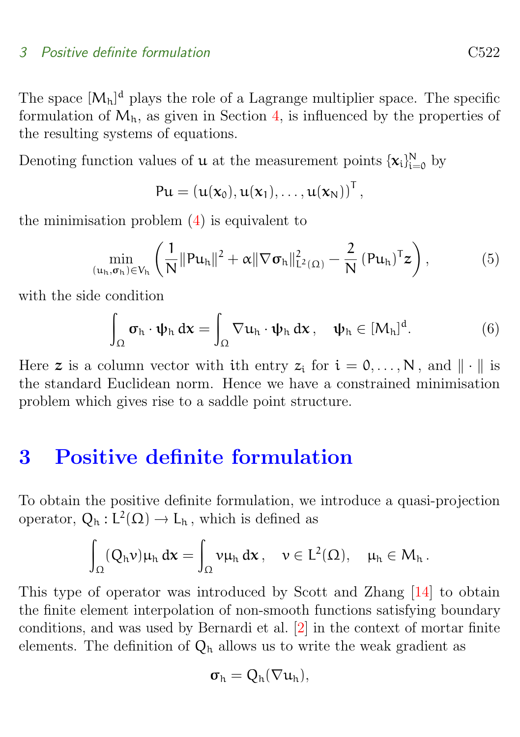The space $[M_h]^d$ plays the role of a Lagrange multiplier space. The specific formulation of $M_h$, as given in Section 4, is influenced by the properties of the resulting systems of equations.

Denoting function values of $u$ at the measurement points $\{\boldsymbol{x}_i\}_{i=0}^N$ by

$$
Pu = (u(\boldsymbol{x}_0), u(\boldsymbol{x}_1), \ldots, u(\boldsymbol{x}_N))^T,
$$

the minimisation problem (4) is equivalent to

$$
\min_{(u_h, \boldsymbol{\sigma}_h) \in V_h} \left( \frac{1}{N} \|Pu_h\|^2 + \alpha \|\nabla \boldsymbol{\sigma}_h\|^2_{L^2(\Omega)} - \frac{2}{N} (Pu_h)^T \boldsymbol{z} \right), \tag{5}
$$

with the side condition

$$
\int_\Omega \boldsymbol{\sigma}_h \cdot \boldsymbol{\psi}_h \, d\boldsymbol{x} = \int_\Omega \nabla u_h \cdot \boldsymbol{\psi}_h \, d\boldsymbol{x}, \quad \boldsymbol{\psi}_h \in [M_h]^d. \tag{6}
$$

Here $\boldsymbol{z}$ is a column vector with $i$th entry $z_i$ for $i = 0, \ldots, N$, and $\| \cdot \|$ is the standard Euclidean norm. Hence we have a constrained minimisation problem which gives rise to a saddle point structure.

# 3 Positive definite formulation

To obtain the positive definite formulation, we introduce a quasi-projection operator, $Q_h : L^2(\Omega) \to L_h$, which is defined as

$$
\int_\Omega (Q_h v) \mu_h \, d\boldsymbol{x} = \int_\Omega v \mu_h \, d\boldsymbol{x}, \quad v \in L^2(\Omega), \quad \mu_h \in M_h.
$$

This type of operator was introduced by Scott and Zhang [14] to obtain the finite element interpolation of non-smooth functions satisfying boundary conditions, and was used by Bernardi et al. [2] in the context of mortar finite elements. The definition of $Q_h$ allows us to write the weak gradient as

$$
\boldsymbol{\sigma}_h = Q_h(\nabla u_h),
$$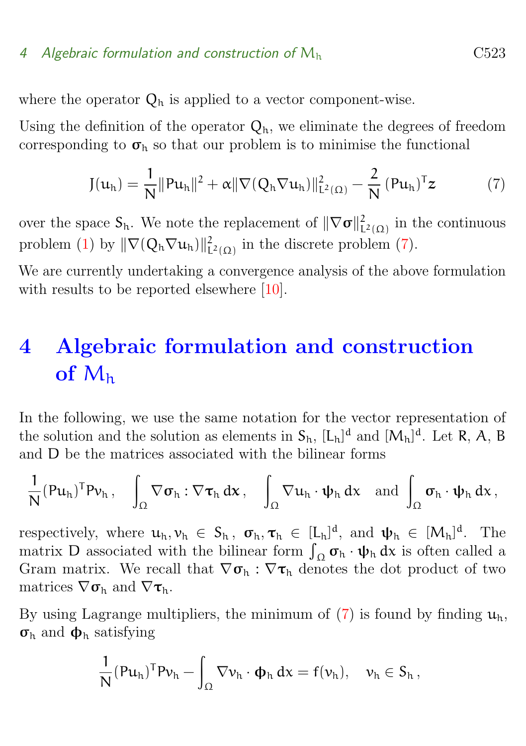where the operator $Q_h$ is applied to a vector component-wise.

Using the definition of the operator $Q_h$, we eliminate the degrees of freedom corresponding to $\boldsymbol{\sigma}_h$ so that our problem is to minimise the functional

$$J(u_h) = \frac{1}{N}\|Pu_h\|^2 + \alpha\|\nabla(Q_h \nabla u_h)\|^2_{L^2(\Omega)} - \frac{2}{N}\,(Pu_h)^T \boldsymbol{z} \tag{7}$$

over the space $S_h$. We note the replacement of $\|\nabla\boldsymbol{\sigma}\|^2_{L^2(\Omega)}$ in the continuous problem (1) by $\|\nabla(Q_h\nabla u_h)\|^2_{L^2(\Omega)}$ in the discrete problem (7).

We are currently undertaking a convergence analysis of the above formulation with results to be reported elsewhere [10].

# 4 Algebraic formulation and construction of $M_h$

In the following, we use the same notation for the vector representation of the solution and the solution as elements in $S_h$, $[L_h]^d$ and $[M_h]^d$. Let $R$, $A$, $B$ and $D$ be the matrices associated with the bilinear forms

$$\frac{1}{N}(Pu_h)^T P v_h\,, \quad \int_\Omega \nabla\boldsymbol{\sigma}_h : \nabla\boldsymbol{\tau}_h \, d\boldsymbol{x}\,, \quad \int_\Omega \nabla u_h \cdot \boldsymbol{\psi}_h \, dx \quad \text{and} \int_\Omega \boldsymbol{\sigma}_h \cdot \boldsymbol{\psi}_h \, dx\,,$$

respectively, where $u_h, v_h \in S_h$, $\boldsymbol{\sigma}_h, \boldsymbol{\tau}_h \in [L_h]^d$, and $\boldsymbol{\psi}_h \in [M_h]^d$. The matrix $D$ associated with the bilinear form $\int_\Omega \boldsymbol{\sigma}_h \cdot \boldsymbol{\psi}_h \, dx$ is often called a Gram matrix. We recall that $\nabla\boldsymbol{\sigma}_h : \nabla\boldsymbol{\tau}_h$ denotes the dot product of two matrices $\nabla\boldsymbol{\sigma}_h$ and $\nabla\boldsymbol{\tau}_h$.

By using Lagrange multipliers, the minimum of (7) is found by finding $u_h$, $\boldsymbol{\sigma}_h$ and $\boldsymbol{\phi}_h$ satisfying

$$\frac{1}{N}(Pu_h)^T P v_h - \int_\Omega \nabla v_h \cdot \boldsymbol{\phi}_h \, dx = f(v_h), \quad v_h \in S_h\,,$$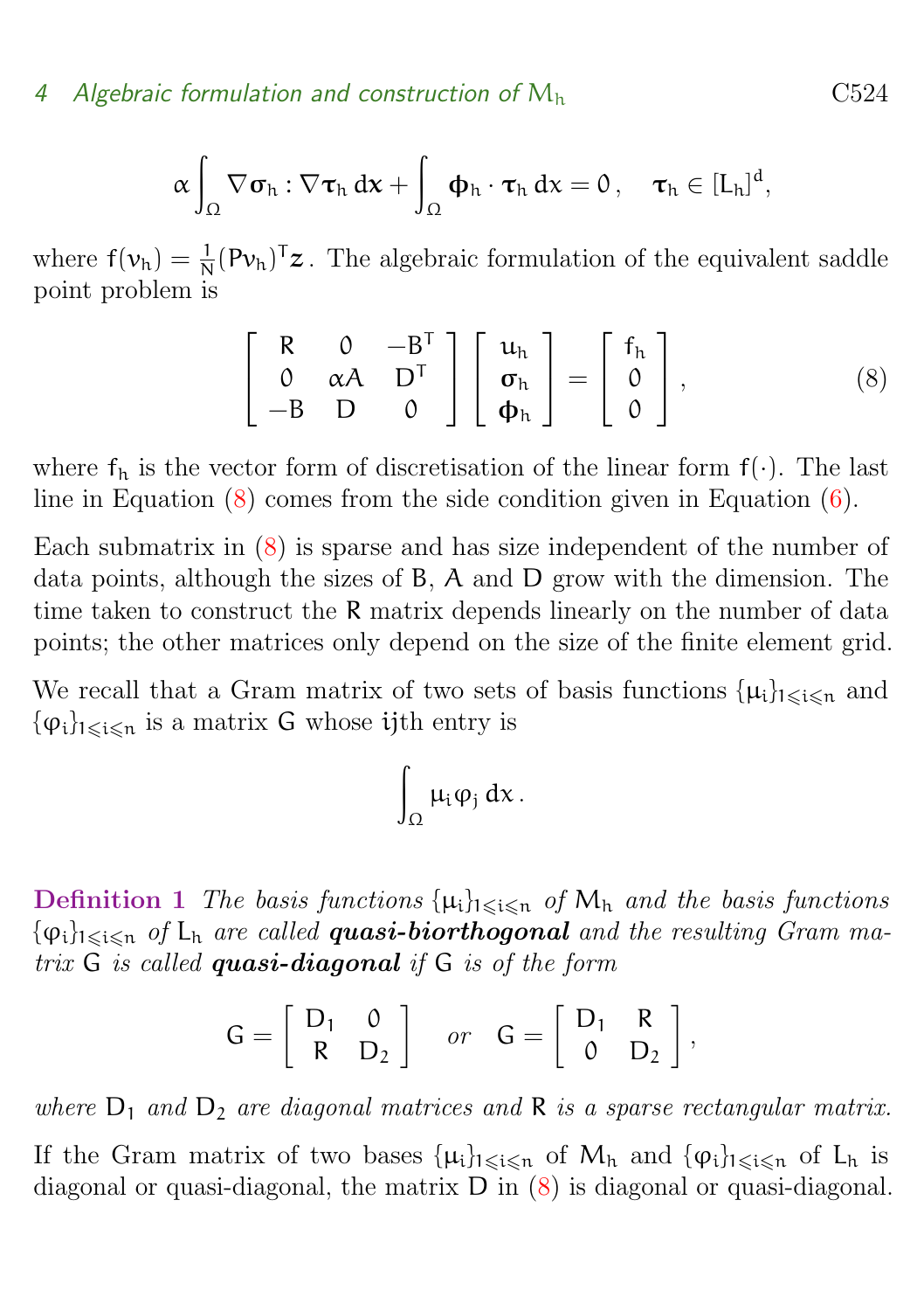$$\alpha \int_\Omega \nabla \boldsymbol{\sigma}_h : \nabla \boldsymbol{\tau}_h \, dx + \int_\Omega \boldsymbol{\phi}_h \cdot \boldsymbol{\tau}_h \, dx = 0 \,, \quad \boldsymbol{\tau}_h \in [L_h]^d,$$

where $f(v_h) = \frac{1}{N}(Pv_h)^T \boldsymbol{z}$. The algebraic formulation of the equivalent saddle point problem is

$$\begin{bmatrix} R & 0 & -B^T \\ 0 & \alpha A & D^T \\ -B & D & 0 \end{bmatrix} \begin{bmatrix} u_h \\ \boldsymbol{\sigma}_h \\ \boldsymbol{\phi}_h \end{bmatrix} = \begin{bmatrix} f_h \\ 0 \\ 0 \end{bmatrix}, \tag{8}$$

where $f_h$ is the vector form of discretisation of the linear form $f(\cdot)$. The last line in Equation (8) comes from the side condition given in Equation (6).

Each submatrix in (8) is sparse and has size independent of the number of data points, although the sizes of $B$, $A$ and $D$ grow with the dimension. The time taken to construct the $R$ matrix depends linearly on the number of data points; the other matrices only depend on the size of the finite element grid.

We recall that a Gram matrix of two sets of basis functions $\{\mu_i\}_{1 \leqslant i \leqslant n}$ and $\{\varphi_i\}_{1 \leqslant i \leqslant n}$ is a matrix $G$ whose $ij$th entry is

$$\int_\Omega \mu_i \varphi_j \, dx \,.$$

**Definition 1** *The basis functions $\{\mu_i\}_{1 \leqslant i \leqslant n}$ of $M_h$ and the basis functions $\{\varphi_i\}_{1 \leqslant i \leqslant n}$ of $L_h$ are called **quasi-biorthogonal** and the resulting Gram matrix $G$ is called **quasi-diagonal** if $G$ is of the form*

$$G = \begin{bmatrix} D_1 & 0 \\ R & D_2 \end{bmatrix} \quad \text{or} \quad G = \begin{bmatrix} D_1 & R \\ 0 & D_2 \end{bmatrix},$$

*where $D_1$ and $D_2$ are diagonal matrices and $R$ is a sparse rectangular matrix.*

If the Gram matrix of two bases $\{\mu_i\}_{1 \leqslant i \leqslant n}$ of $M_h$ and $\{\varphi_i\}_{1 \leqslant i \leqslant n}$ of $L_h$ is diagonal or quasi-diagonal, the matrix $D$ in (8) is diagonal or quasi-diagonal.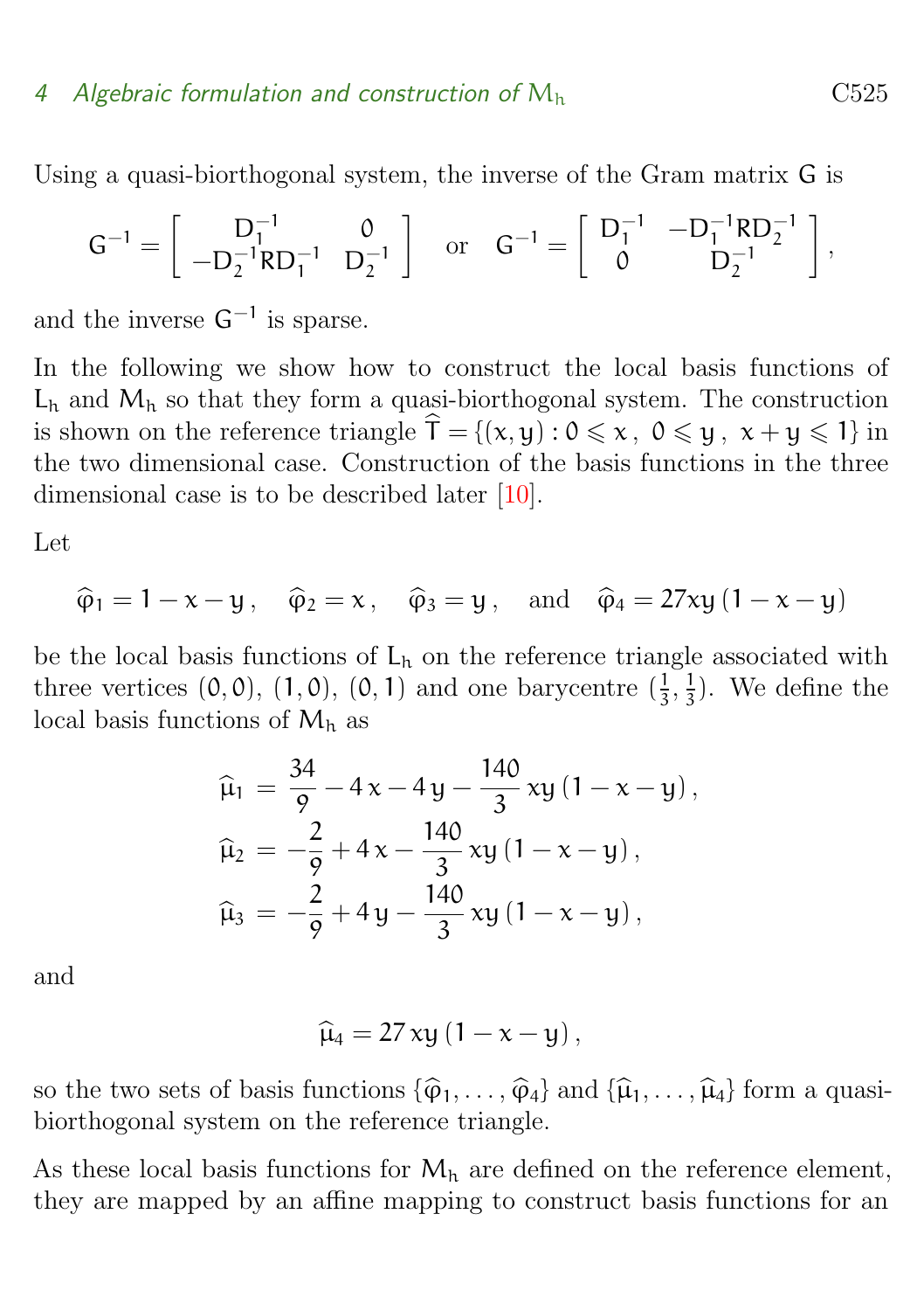Using a quasi-biorthogonal system, the inverse of the Gram matrix $\mathsf{G}$ is

$$\mathsf{G}^{-1} = \begin{bmatrix} \mathsf{D}_1^{-1} & 0 \\ -\mathsf{D}_2^{-1}\mathsf{R}\mathsf{D}_1^{-1} & \mathsf{D}_2^{-1} \end{bmatrix} \quad \text{or} \quad \mathsf{G}^{-1} = \begin{bmatrix} \mathsf{D}_1^{-1} & -\mathsf{D}_1^{-1}\mathsf{R}\mathsf{D}_2^{-1} \\ 0 & \mathsf{D}_2^{-1} \end{bmatrix},$$

and the inverse $\mathsf{G}^{-1}$ is sparse.

In the following we show how to construct the local basis functions of $L_h$ and $M_h$ so that they form a quasi-biorthogonal system. The construction is shown on the reference triangle $\widehat{T} = \{(x, y) : 0 \leqslant x,\ 0 \leqslant y,\ x + y \leqslant 1\}$ in the two dimensional case. Construction of the basis functions in the three dimensional case is to be described later [10].

Let

$$\widehat{\varphi}_1 = 1 - x - y\,, \quad \widehat{\varphi}_2 = x\,, \quad \widehat{\varphi}_3 = y\,, \quad \text{and} \quad \widehat{\varphi}_4 = 27xy\,(1 - x - y)$$

be the local basis functions of $L_h$ on the reference triangle associated with three vertices $(0, 0)$, $(1, 0)$, $(0, 1)$ and one barycentre $(\frac{1}{3}, \frac{1}{3})$. We define the local basis functions of $M_h$ as

$$\begin{aligned}
\widehat{\mu}_1 &= \frac{34}{9} - 4\,x - 4\,y - \frac{140}{3}\,xy\,(1 - x - y)\,, \\
\widehat{\mu}_2 &= -\frac{2}{9} + 4\,x - \frac{140}{3}\,xy\,(1 - x - y)\,, \\
\widehat{\mu}_3 &= -\frac{2}{9} + 4\,y - \frac{140}{3}\,xy\,(1 - x - y)\,,
\end{aligned}$$

and

$$\widehat{\mu}_4 = 27\,xy\,(1 - x - y)\,,$$

so the two sets of basis functions $\{\widehat{\varphi}_1, \ldots, \widehat{\varphi}_4\}$ and $\{\widehat{\mu}_1, \ldots, \widehat{\mu}_4\}$ form a quasi-biorthogonal system on the reference triangle.

As these local basis functions for $M_h$ are defined on the reference element, they are mapped by an affine mapping to construct basis functions for an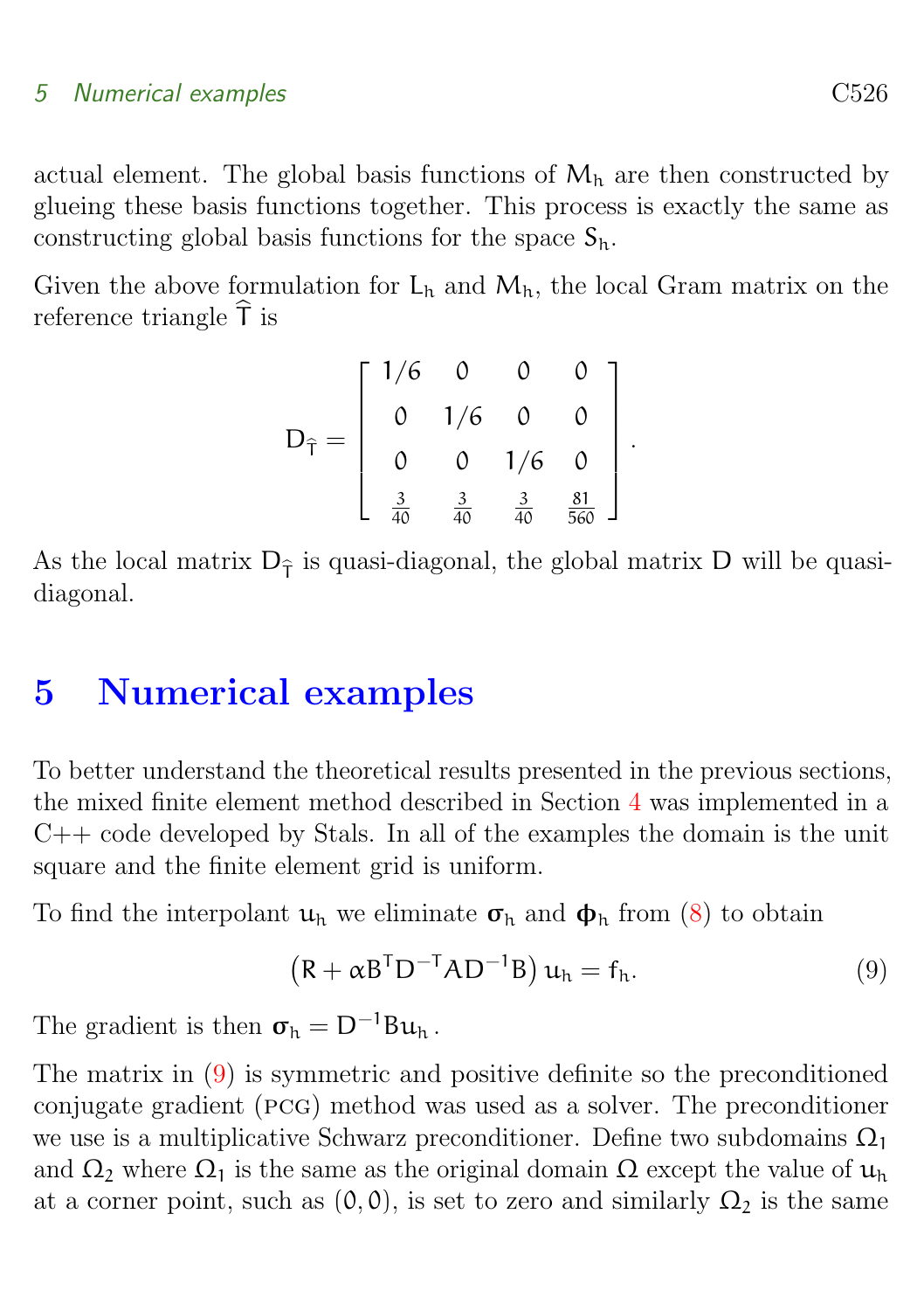actual element. The global basis functions of $M_h$ are then constructed by glueing these basis functions together. This process is exactly the same as constructing global basis functions for the space $S_h$.

Given the above formulation for $L_h$ and $M_h$, the local Gram matrix on the reference triangle $\widehat{T}$ is

$$D_{\widehat{T}} = \begin{bmatrix} 1/6 & 0 & 0 & 0 \\ 0 & 1/6 & 0 & 0 \\ 0 & 0 & 1/6 & 0 \\ \frac{3}{40} & \frac{3}{40} & \frac{3}{40} & \frac{81}{560} \end{bmatrix}.$$

As the local matrix $D_{\widehat{T}}$ is quasi-diagonal, the global matrix $D$ will be quasi-diagonal.

# 5 Numerical examples

To better understand the theoretical results presented in the previous sections, the mixed finite element method described in Section 4 was implemented in a C++ code developed by Stals. In all of the examples the domain is the unit square and the finite element grid is uniform.

To find the interpolant $u_h$ we eliminate $\boldsymbol{\sigma}_h$ and $\boldsymbol{\phi}_h$ from (8) to obtain

$$\left(R + \alpha B^T D^{-T} A D^{-1} B\right) u_h = f_h. \tag{9}$$

The gradient is then $\boldsymbol{\sigma}_h = D^{-1} B u_h$.

The matrix in (9) is symmetric and positive definite so the preconditioned conjugate gradient (PCG) method was used as a solver. The preconditioner we use is a multiplicative Schwarz preconditioner. Define two subdomains $\Omega_1$ and $\Omega_2$ where $\Omega_1$ is the same as the original domain $\Omega$ except the value of $u_h$ at a corner point, such as $(0,0)$, is set to zero and similarly $\Omega_2$ is the same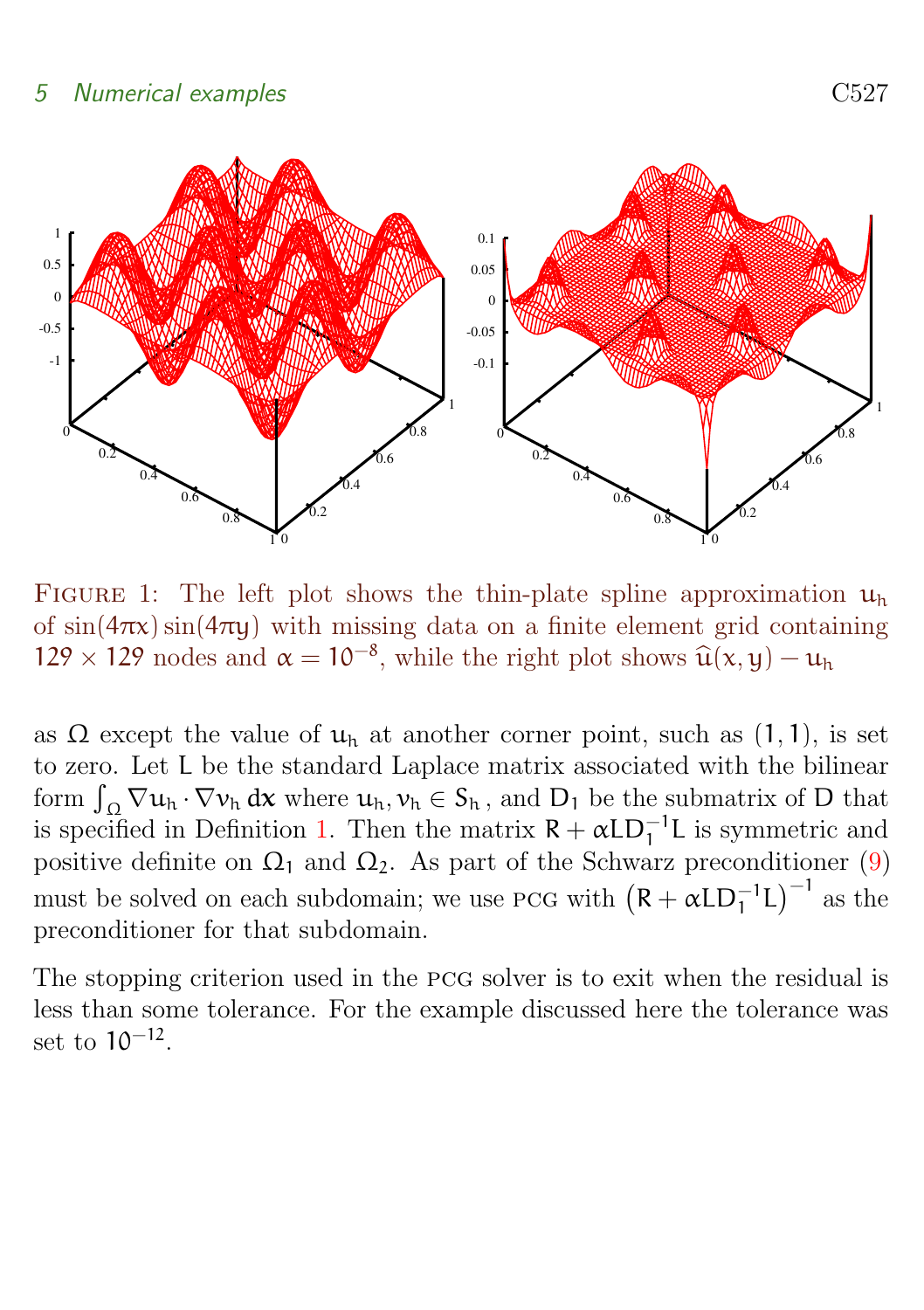FIGURE 1: The left plot shows the thin-plate spline approximation $u_h$ of $\sin(4\pi x)\sin(4\pi y)$ with missing data on a finite element grid containing $129 \times 129$ nodes and $\alpha = 10^{-8}$, while the right plot shows $\widehat{u}(x,y) - u_h$

as $\Omega$ except the value of $u_h$ at another corner point, such as $(1,1)$, is set to zero. Let $L$ be the standard Laplace matrix associated with the bilinear form $\int_\Omega \nabla u_h \cdot \nabla v_h \, dx$ where $u_h, v_h \in S_h$, and $D_1$ be the submatrix of $D$ that is specified in Definition 1. Then the matrix $R + \alpha L D_1^{-1} L$ is symmetric and positive definite on $\Omega_1$ and $\Omega_2$. As part of the Schwarz preconditioner (9) must be solved on each subdomain; we use PCG with $\left(R + \alpha L D_1^{-1} L\right)^{-1}$ as the preconditioner for that subdomain.

The stopping criterion used in the PCG solver is to exit when the residual is less than some tolerance. For the example discussed here the tolerance was set to $10^{-12}$.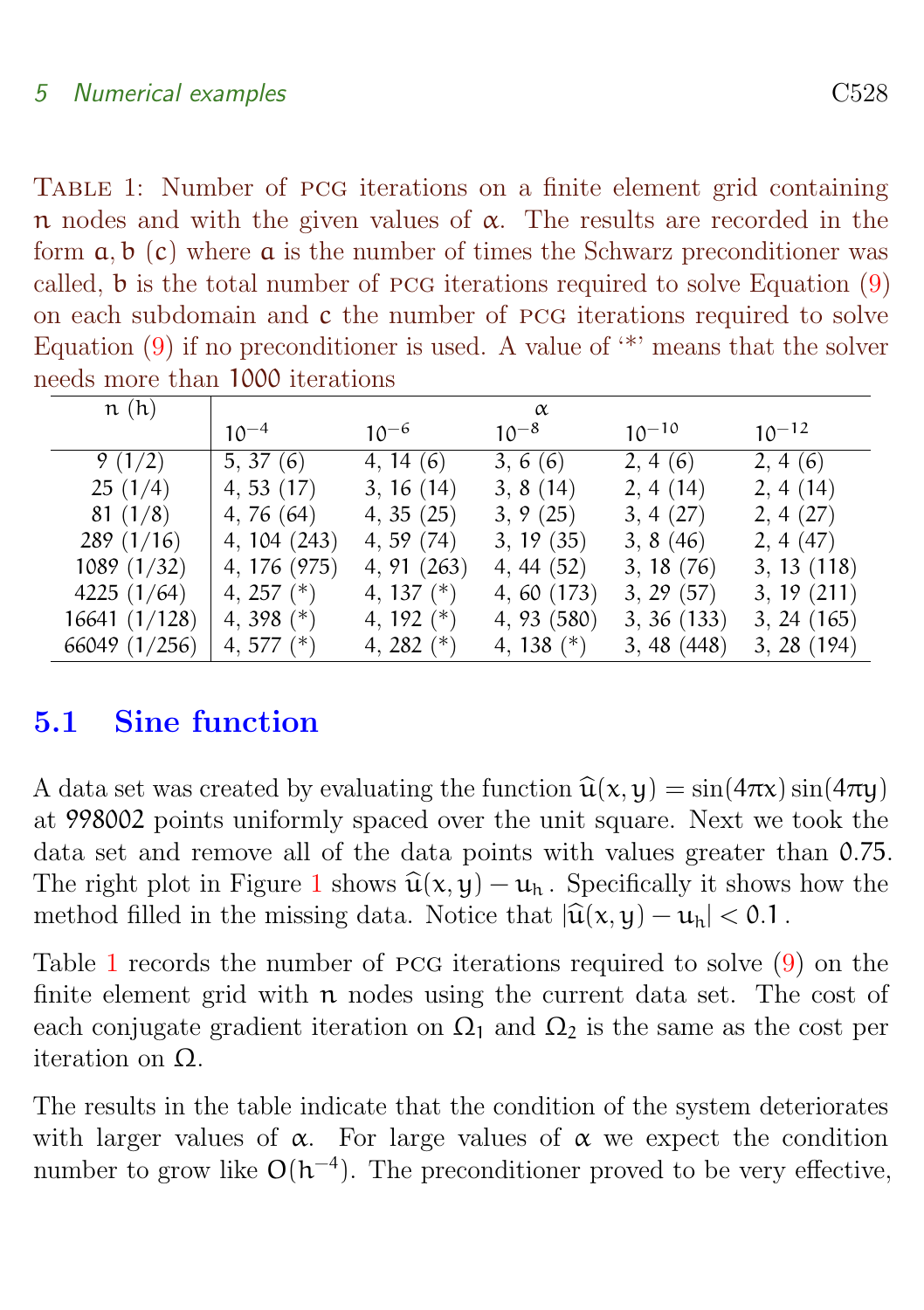Table 1: Number of PCG iterations on a finite element grid containing $n$ nodes and with the given values of $\alpha$. The results are recorded in the form $a, b$ $(c)$ where $a$ is the number of times the Schwarz preconditioner was called, $b$ is the total number of PCG iterations required to solve Equation (9) on each subdomain and $c$ the number of PCG iterations required to solve Equation (9) if no preconditioner is used. A value of '*' means that the solver needs more than 1000 iterations

| $n$ ($h$) | $\alpha$ | | | | |
|---|---|---|---|---|---|
| | $10^{-4}$ | $10^{-6}$ | $10^{-8}$ | $10^{-10}$ | $10^{-12}$ |
| 9 (1/2) | 5, 37 (6) | 4, 14 (6) | 3, 6 (6) | 2, 4 (6) | 2, 4 (6) |
| 25 (1/4) | 4, 53 (17) | 3, 16 (14) | 3, 8 (14) | 2, 4 (14) | 2, 4 (14) |
| 81 (1/8) | 4, 76 (64) | 4, 35 (25) | 3, 9 (25) | 3, 4 (27) | 2, 4 (27) |
| 289 (1/16) | 4, 104 (243) | 4, 59 (74) | 3, 19 (35) | 3, 8 (46) | 2, 4 (47) |
| 1089 (1/32) | 4, 176 (975) | 4, 91 (263) | 4, 44 (52) | 3, 18 (76) | 3, 13 (118) |
| 4225 (1/64) | 4, 257 (*) | 4, 137 (*) | 4, 60 (173) | 3, 29 (57) | 3, 19 (211) |
| 16641 (1/128) | 4, 398 (*) | 4, 192 (*) | 4, 93 (580) | 3, 36 (133) | 3, 24 (165) |
| 66049 (1/256) | 4, 577 (*) | 4, 282 (*) | 4, 138 (*) | 3, 48 (448) | 3, 28 (194) |

## 5.1 Sine function

A data set was created by evaluating the function $\widehat{u}(x, y) = \sin(4\pi x)\sin(4\pi y)$ at 998002 points uniformly spaced over the unit square. Next we took the data set and remove all of the data points with values greater than 0.75. The right plot in Figure 1 shows $\widehat{u}(x, y) - u_h$. Specifically it shows how the method filled in the missing data. Notice that $|\widehat{u}(x, y) - u_h| < 0.1$.

Table 1 records the number of PCG iterations required to solve (9) on the finite element grid with $n$ nodes using the current data set. The cost of each conjugate gradient iteration on $\Omega_1$ and $\Omega_2$ is the same as the cost per iteration on $\Omega$.

The results in the table indicate that the condition of the system deteriorates with larger values of $\alpha$. For large values of $\alpha$ we expect the condition number to grow like $O(h^{-4})$. The preconditioner proved to be very effective,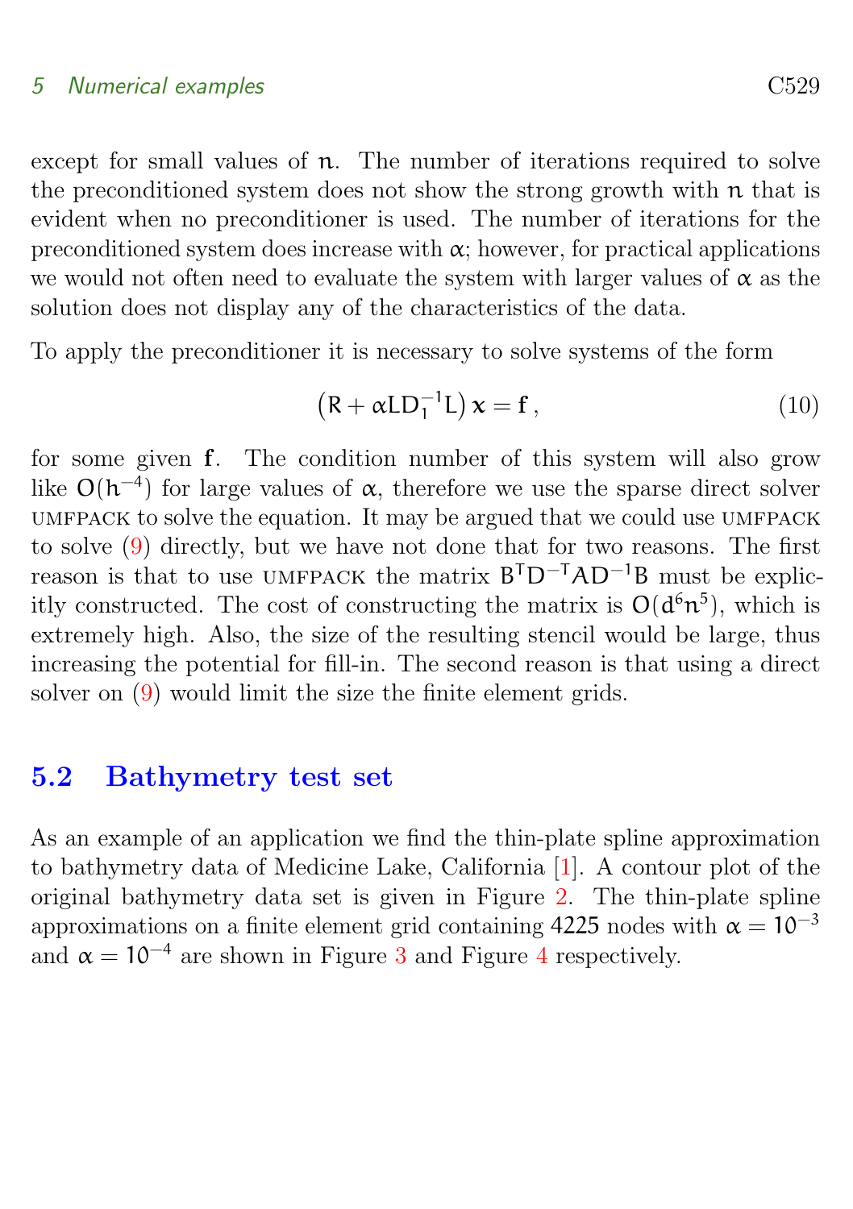except for small values of $n$. The number of iterations required to solve the preconditioned system does not show the strong growth with $n$ that is evident when no preconditioner is used. The number of iterations for the preconditioned system does increase with $\alpha$; however, for practical applications we would not often need to evaluate the system with larger values of $\alpha$ as the solution does not display any of the characteristics of the data.

To apply the preconditioner it is necessary to solve systems of the form

$$\left(R + \alpha L D_1^{-1} L\right) x = \mathbf{f}\,, \tag{10}$$

for some given $\mathbf{f}$. The condition number of this system will also grow like $O(h^{-4})$ for large values of $\alpha$, therefore we use the sparse direct solver UMFPACK to solve the equation. It may be argued that we could use UMFPACK to solve (9) directly, but we have not done that for two reasons. The first reason is that to use UMFPACK the matrix $B^T D^{-T} A D^{-1} B$ must be explicitly constructed. The cost of constructing the matrix is $O(d^6 n^5)$, which is extremely high. Also, the size of the resulting stencil would be large, thus increasing the potential for fill-in. The second reason is that using a direct solver on (9) would limit the size the finite element grids.

## 5.2 Bathymetry test set

As an example of an application we find the thin-plate spline approximation to bathymetry data of Medicine Lake, California [1]. A contour plot of the original bathymetry data set is given in Figure 2. The thin-plate spline approximations on a finite element grid containing 4225 nodes with $\alpha = 10^{-3}$ and $\alpha = 10^{-4}$ are shown in Figure 3 and Figure 4 respectively.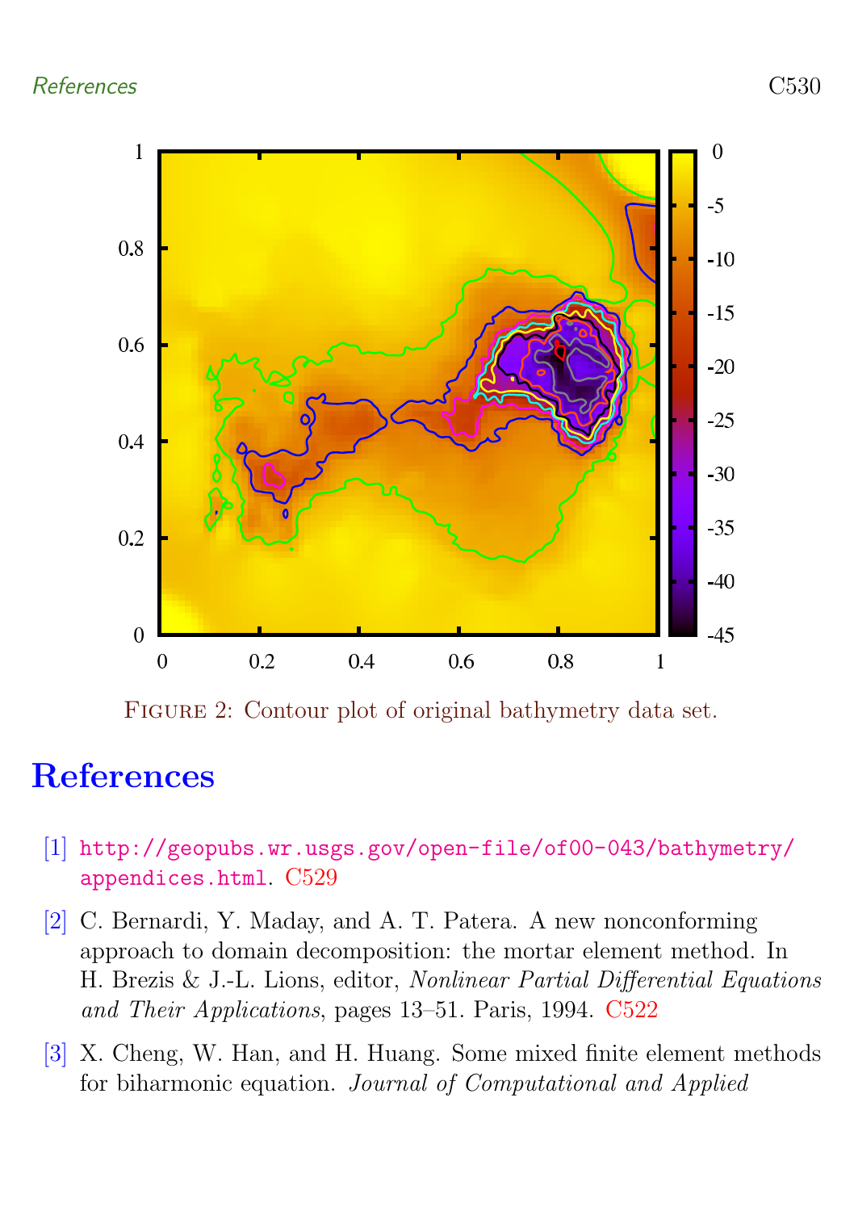Figure 2: Contour plot of original bathymetry data set.

# References

[1] http://geopubs.wr.usgs.gov/open-file/of00-043/bathymetry/appendices.html. C529

[2] C. Bernardi, Y. Maday, and A. T. Patera. A new nonconforming approach to domain decomposition: the mortar element method. In H. Brezis & J.-L. Lions, editor, *Nonlinear Partial Differential Equations and Their Applications*, pages 13–51. Paris, 1994. C522

[3] X. Cheng, W. Han, and H. Huang. Some mixed finite element methods for biharmonic equation. *Journal of Computational and Applied*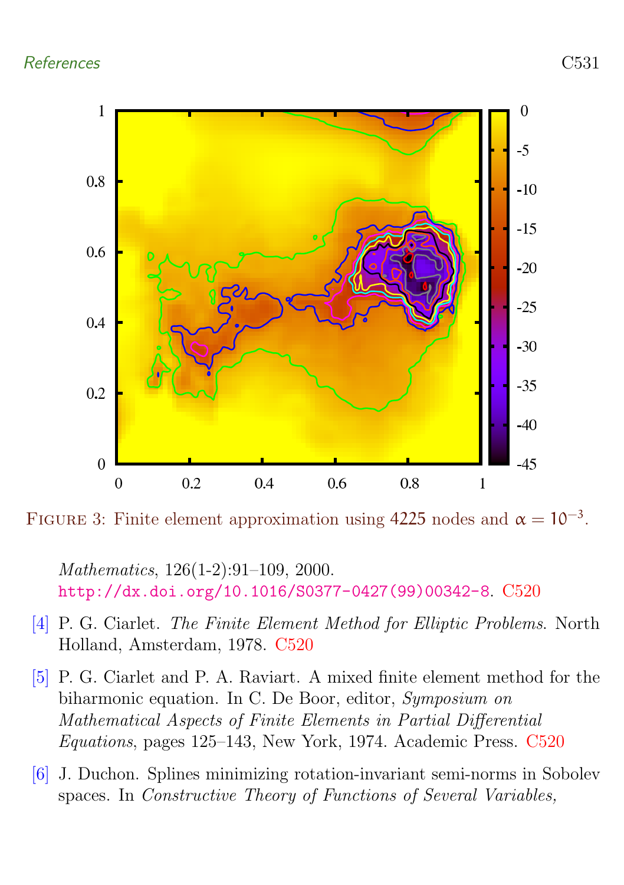FIGURE 3: Finite element approximation using 4225 nodes and $\alpha = 10^{-3}$.

*Mathematics*, 126(1-2):91–109, 2000. http://dx.doi.org/10.1016/S0377-0427(99)00342-8. C520

[4] P. G. Ciarlet. *The Finite Element Method for Elliptic Problems*. North Holland, Amsterdam, 1978. C520

[5] P. G. Ciarlet and P. A. Raviart. A mixed finite element method for the biharmonic equation. In C. De Boor, editor, *Symposium on Mathematical Aspects of Finite Elements in Partial Differential Equations*, pages 125–143, New York, 1974. Academic Press. C520

[6] J. Duchon. Splines minimizing rotation-invariant semi-norms in Sobolev spaces. In *Constructive Theory of Functions of Several Variables,*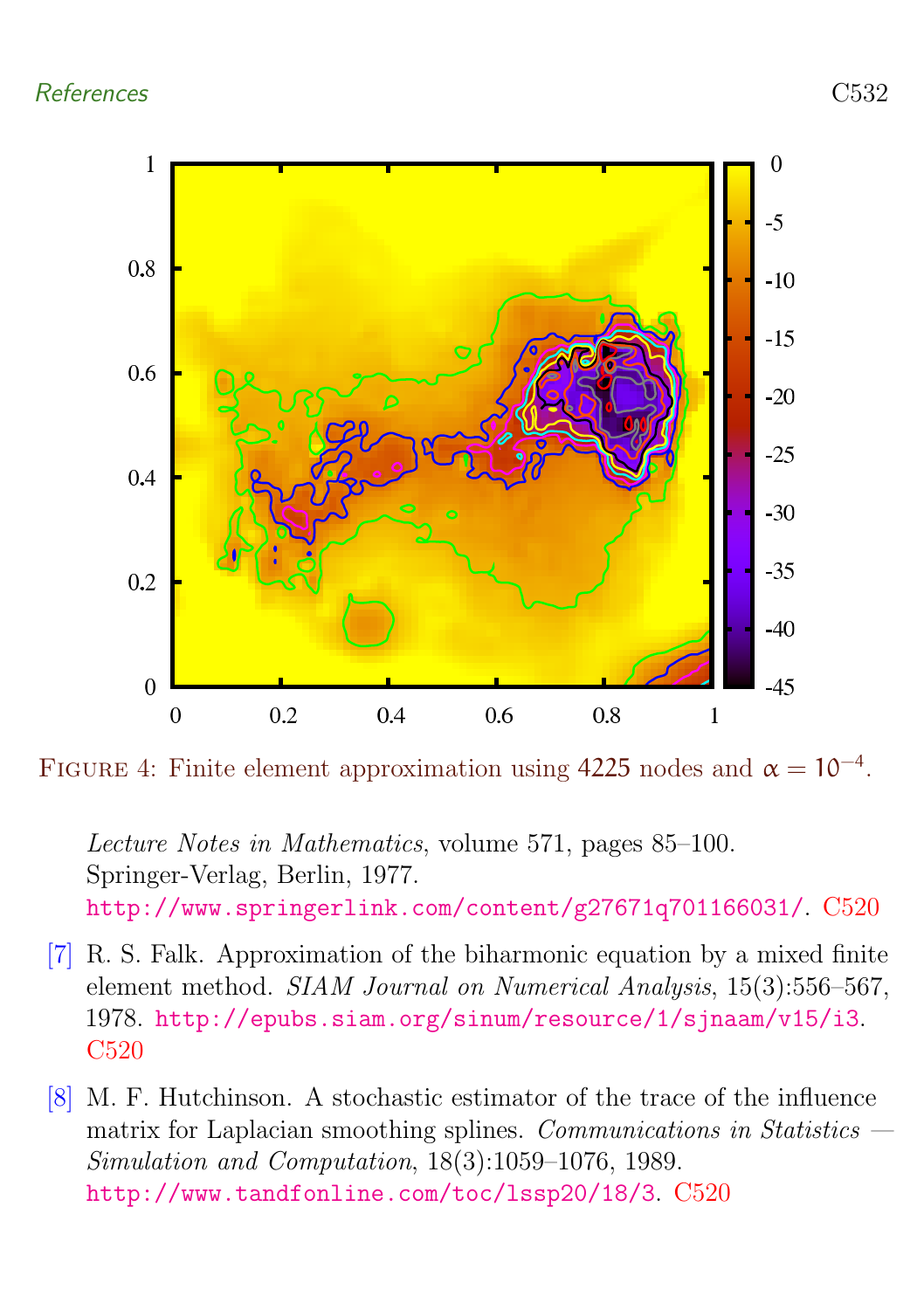Figure 4: Finite element approximation using 4225 nodes and $\alpha = 10^{-4}$.

*Lecture Notes in Mathematics*, volume 571, pages 85–100. Springer-Verlag, Berlin, 1977. http://www.springerlink.com/content/g27671q701166031/. C520

[7] R. S. Falk. Approximation of the biharmonic equation by a mixed finite element method. *SIAM Journal on Numerical Analysis*, 15(3):556–567, 1978. http://epubs.siam.org/sinum/resource/1/sjnaam/v15/i3. C520

[8] M. F. Hutchinson. A stochastic estimator of the trace of the influence matrix for Laplacian smoothing splines. *Communications in Statistics — Simulation and Computation*, 18(3):1059–1076, 1989. http://www.tandfonline.com/toc/lssp20/18/3. C520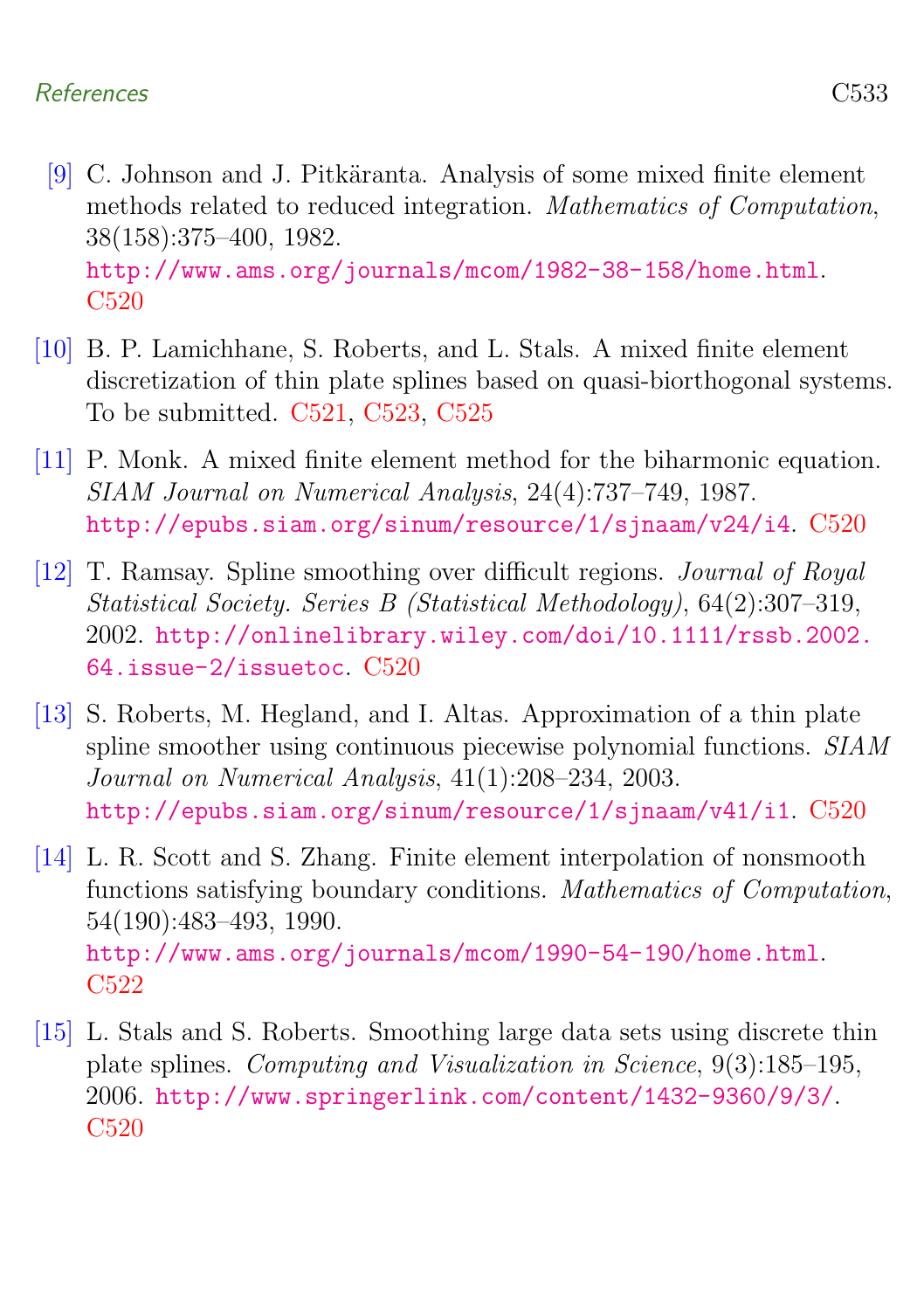[9] C. Johnson and J. Pitkäranta. Analysis of some mixed finite element methods related to reduced integration. *Mathematics of Computation*, 38(158):375–400, 1982. http://www.ams.org/journals/mcom/1982-38-158/home.html. C520

[10] B. P. Lamichhane, S. Roberts, and L. Stals. A mixed finite element discretization of thin plate splines based on quasi-biorthogonal systems. To be submitted. C521, C523, C525

[11] P. Monk. A mixed finite element method for the biharmonic equation. *SIAM Journal on Numerical Analysis*, 24(4):737–749, 1987. http://epubs.siam.org/sinum/resource/1/sjnaam/v24/i4. C520

[12] T. Ramsay. Spline smoothing over difficult regions. *Journal of Royal Statistical Society. Series B (Statistical Methodology)*, 64(2):307–319, 2002. http://onlinelibrary.wiley.com/doi/10.1111/rssb.2002.64.issue-2/issuetoc. C520

[13] S. Roberts, M. Hegland, and I. Altas. Approximation of a thin plate spline smoother using continuous piecewise polynomial functions. *SIAM Journal on Numerical Analysis*, 41(1):208–234, 2003. http://epubs.siam.org/sinum/resource/1/sjnaam/v41/i1. C520

[14] L. R. Scott and S. Zhang. Finite element interpolation of nonsmooth functions satisfying boundary conditions. *Mathematics of Computation*, 54(190):483–493, 1990. http://www.ams.org/journals/mcom/1990-54-190/home.html. C522

[15] L. Stals and S. Roberts. Smoothing large data sets using discrete thin plate splines. *Computing and Visualization in Science*, 9(3):185–195, 2006. http://www.springerlink.com/content/1432-9360/9/3/. C520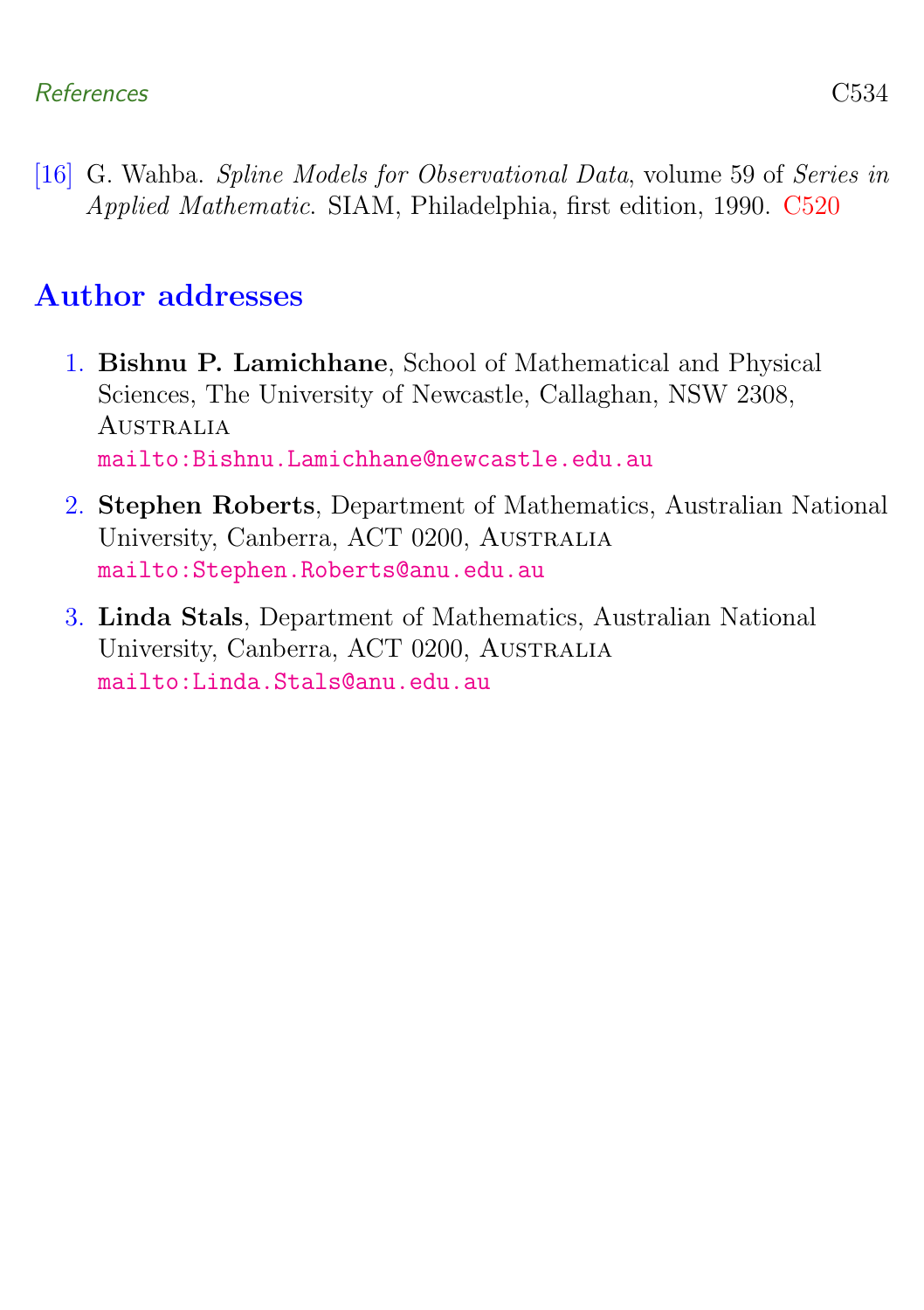[16] G. Wahba. *Spline Models for Observational Data*, volume 59 of *Series in Applied Mathematic*. SIAM, Philadelphia, first edition, 1990. C520

## Author addresses

1. **Bishnu P. Lamichhane**, School of Mathematical and Physical Sciences, The University of Newcastle, Callaghan, NSW 2308, Australia
   mailto:Bishnu.Lamichhane@newcastle.edu.au
2. **Stephen Roberts**, Department of Mathematics, Australian National University, Canberra, ACT 0200, Australia
   mailto:Stephen.Roberts@anu.edu.au
3. **Linda Stals**, Department of Mathematics, Australian National University, Canberra, ACT 0200, Australia
   mailto:Linda.Stals@anu.edu.au